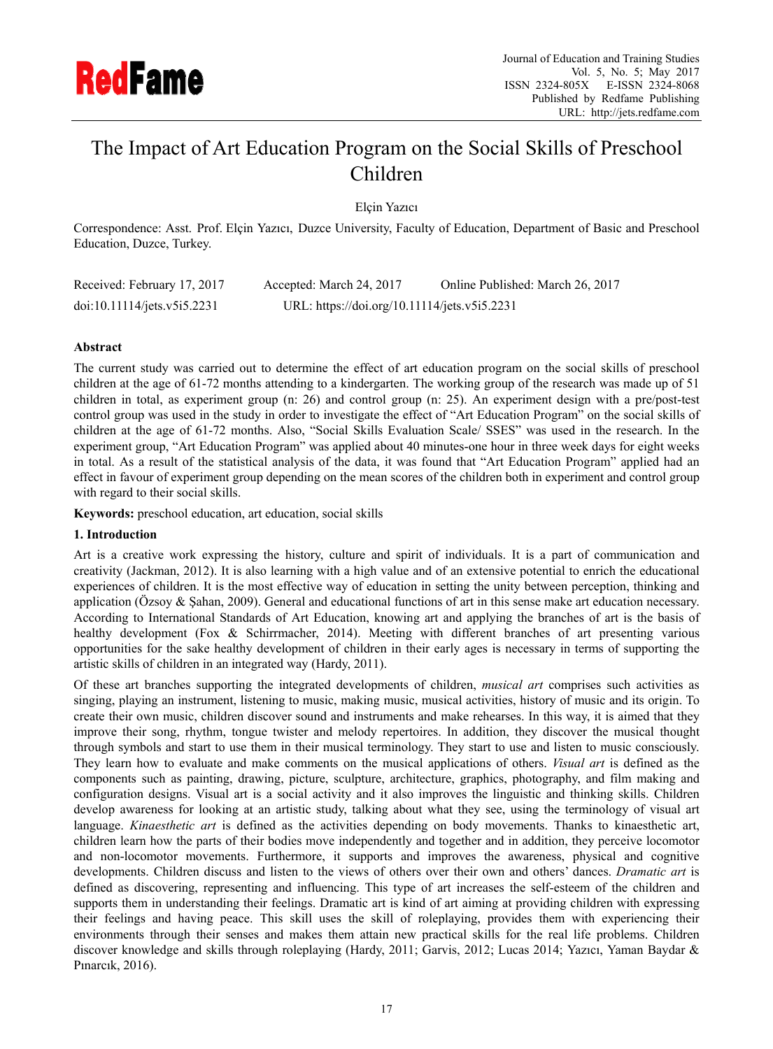# The Impact of Art Education Program on the Social Skills of Preschool Children

Elçin Yazıcı

Correspondence: Asst. Prof. Elçin Yazıcı, Duzce University, Faculty of Education, Department of Basic and Preschool Education, Duzce, Turkey.

Received: February 17, 2017 Accepted: March 24, 2017 Online Published: March 26, 2017

doi:10.11114/jets.v5i5.2231 URL: https://doi.org/10.11114/jets.v5i5.2231

**Abstract**

The current study was carried out to determine the effect of art education program on the social skills of preschool children at the age of 61-72 months attending to a kindergarten. The working group of the research was made up of 51 children in total, as experiment group (n: 26) and control group (n: 25). An experiment design with a pre/post-test control group was used in the study in order to investigate the effect of "Art Education Program" on the social skills of children at the age of 61-72 months. Also, "Social Skills Evaluation Scale/ SSES" was used in the research. In the experiment group, "Art Education Program" was applied about 40 minutes-one hour in three week days for eight weeks in total. As a result of the statistical analysis of the data, it was found that "Art Education Program" applied had an effect in favour of experiment group depending on the mean scores of the children both in experiment and control group with regard to their social skills.

**Keywords:** preschool education, art education, social skills

## 1. Introduction

Art is a creative work expressing the history, culture and spirit of individuals. It is a part of communication and creativity (Jackman, 2012). It is also learning with a high value and of an extensive potential to enrich the educational experiences of children. It is the most effective way of education in setting the unity between perception, thinking and application (Özsoy & Şahan, 2009). General and educational functions of art in this sense make art education necessary. According to International Standards of Art Education, knowing art and applying the branches of art is the basis of healthy development (Fox & Schirrmacher, 2014). Meeting with different branches of art presenting various opportunities for the sake healthy development of children in their early ages is necessary in terms of supporting the artistic skills of children in an integrated way (Hardy, 2011).

Of these art branches supporting the integrated developments of children, *musical art* comprises such activities as singing, playing an instrument, listening to music, making music, musical activities, history of music and its origin. To create their own music, children discover sound and instruments and make rehearses. In this way, it is aimed that they improve their song, rhythm, tongue twister and melody repertoires. In addition, they discover the musical thought through symbols and start to use them in their musical terminology. They start to use and listen to music consciously. They learn how to evaluate and make comments on the musical applications of others. *Visual art* is defined as the components such as painting, drawing, picture, sculpture, architecture, graphics, photography, and film making and configuration designs. Visual art is a social activity and it also improves the linguistic and thinking skills. Children develop awareness for looking at an artistic study, talking about what they see, using the terminology of visual art language. *Kinaesthetic art* is defined as the activities depending on body movements. Thanks to kinaesthetic art, children learn how the parts of their bodies move independently and together and in addition, they perceive locomotor and non-locomotor movements. Furthermore, it supports and improves the awareness, physical and cognitive developments. Children discuss and listen to the views of others over their own and others' dances. *Dramatic art* is defined as discovering, representing and influencing. This type of art increases the self-esteem of the children and supports them in understanding their feelings. Dramatic art is kind of art aiming at providing children with expressing their feelings and having peace. This skill uses the skill of roleplaying, provides them with experiencing their environments through their senses and makes them attain new practical skills for the real life problems. Children discover knowledge and skills through roleplaying (Hardy, 2011; Garvis, 2012; Lucas 2014; Yazıcı, Yaman Baydar & Pınarcık, 2016).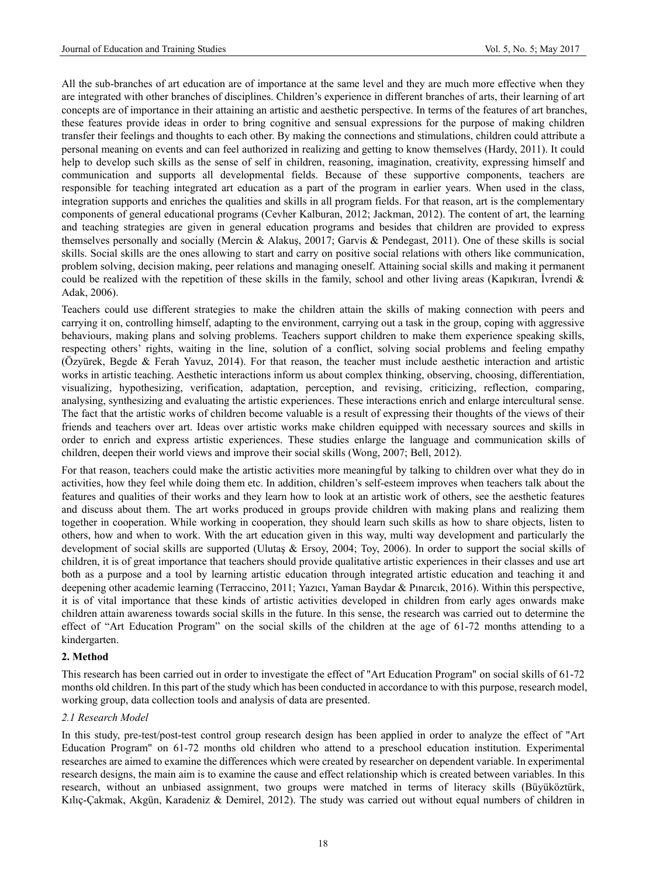All the sub-branches of art education are of importance at the same level and they are much more effective when they are integrated with other branches of disciplines. Children's experience in different branches of arts, their learning of art concepts are of importance in their attaining an artistic and aesthetic perspective. In terms of the features of art branches, these features provide ideas in order to bring cognitive and sensual expressions for the purpose of making children transfer their feelings and thoughts to each other. By making the connections and stimulations, children could attribute a personal meaning on events and can feel authorized in realizing and getting to know themselves (Hardy, 2011). It could help to develop such skills as the sense of self in children, reasoning, imagination, creativity, expressing himself and communication and supports all developmental fields. Because of these supportive components, teachers are responsible for teaching integrated art education as a part of the program in earlier years. When used in the class, integration supports and enriches the qualities and skills in all program fields. For that reason, art is the complementary components of general educational programs (Cevher Kalburan, 2012; Jackman, 2012). The content of art, the learning and teaching strategies are given in general education programs and besides that children are provided to express themselves personally and socially (Mercin & Alakuş, 20017; Garvis & Pendegast, 2011). One of these skills is social skills. Social skills are the ones allowing to start and carry on positive social relations with others like communication, problem solving, decision making, peer relations and managing oneself. Attaining social skills and making it permanent could be realized with the repetition of these skills in the family, school and other living areas (Kapıkıran, İvrendi & Adak, 2006).

Teachers could use different strategies to make the children attain the skills of making connection with peers and carrying it on, controlling himself, adapting to the environment, carrying out a task in the group, coping with aggressive behaviours, making plans and solving problems. Teachers support children to make them experience speaking skills, respecting others' rights, waiting in the line, solution of a conflict, solving social problems and feeling empathy (Özyürek, Begde & Ferah Yavuz, 2014). For that reason, the teacher must include aesthetic interaction and artistic works in artistic teaching. Aesthetic interactions inform us about complex thinking, observing, choosing, differentiation, visualizing, hypothesizing, verification, adaptation, perception, and revising, criticizing, reflection, comparing, analysing, synthesizing and evaluating the artistic experiences. These interactions enrich and enlarge intercultural sense. The fact that the artistic works of children become valuable is a result of expressing their thoughts of the views of their friends and teachers over art. Ideas over artistic works make children equipped with necessary sources and skills in order to enrich and express artistic experiences. These studies enlarge the language and communication skills of children, deepen their world views and improve their social skills (Wong, 2007; Bell, 2012).

For that reason, teachers could make the artistic activities more meaningful by talking to children over what they do in activities, how they feel while doing them etc. In addition, children's self-esteem improves when teachers talk about the features and qualities of their works and they learn how to look at an artistic work of others, see the aesthetic features and discuss about them. The art works produced in groups provide children with making plans and realizing them together in cooperation. While working in cooperation, they should learn such skills as how to share objects, listen to others, how and when to work. With the art education given in this way, multi way development and particularly the development of social skills are supported (Ulutaş & Ersoy, 2004; Toy, 2006). In order to support the social skills of children, it is of great importance that teachers should provide qualitative artistic experiences in their classes and use art both as a purpose and a tool by learning artistic education through integrated artistic education and teaching it and deepening other academic learning (Terraccino, 2011; Yazıcı, Yaman Baydar & Pınarcık, 2016). Within this perspective, it is of vital importance that these kinds of artistic activities developed in children from early ages onwards make children attain awareness towards social skills in the future. In this sense, the research was carried out to determine the effect of "Art Education Program" on the social skills of the children at the age of 61-72 months attending to a kindergarten.

## 2. Method

This research has been carried out in order to investigate the effect of "Art Education Program" on social skills of 61-72 months old children. In this part of the study which has been conducted in accordance to with this purpose, research model, working group, data collection tools and analysis of data are presented.

### *2.1 Research Model*

In this study, pre-test/post-test control group research design has been applied in order to analyze the effect of "Art Education Program" on 61-72 months old children who attend to a preschool education institution. Experimental researches are aimed to examine the differences which were created by researcher on dependent variable. In experimental research designs, the main aim is to examine the cause and effect relationship which is created between variables. In this research, without an unbiased assignment, two groups were matched in terms of literacy skills (Büyüköztürk, Kılıç-Çakmak, Akgün, Karadeniz & Demirel, 2012). The study was carried out without equal numbers of children in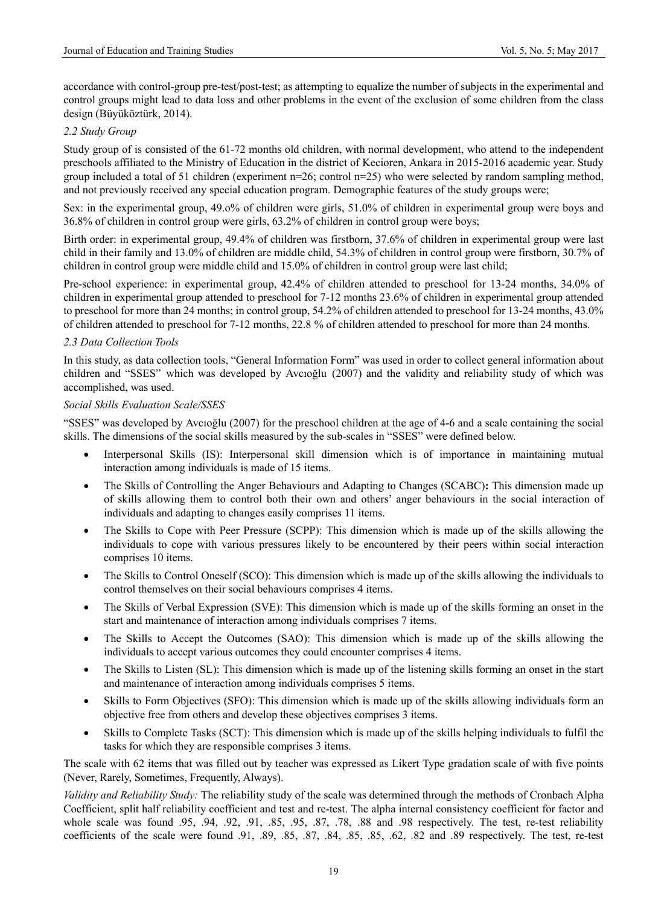accordance with control-group pre-test/post-test; as attempting to equalize the number of subjects in the experimental and control groups might lead to data loss and other problems in the event of the exclusion of some children from the class design (Büyüköztürk, 2014).

### *2.2 Study Group*

Study group of is consisted of the 61-72 months old children, with normal development, who attend to the independent preschools affiliated to the Ministry of Education in the district of Kecioren, Ankara in 2015-2016 academic year. Study group included a total of 51 children (experiment n=26; control n=25) who were selected by random sampling method, and not previously received any special education program. Demographic features of the study groups were;

Sex: in the experimental group, 49.o% of children were girls, 51.0% of children in experimental group were boys and 36.8% of children in control group were girls, 63.2% of children in control group were boys;

Birth order: in experimental group, 49.4% of children was firstborn, 37.6% of children in experimental group were last child in their family and 13.0% of children are middle child, 54.3% of children in control group were firstborn, 30.7% of children in control group were middle child and 15.0% of children in control group were last child;

Pre-school experience: in experimental group, 42.4% of children attended to preschool for 13-24 months, 34.0% of children in experimental group attended to preschool for 7-12 months 23.6% of children in experimental group attended to preschool for more than 24 months; in control group, 54.2% of children attended to preschool for 13-24 months, 43.0% of children attended to preschool for 7-12 months, 22.8 % of children attended to preschool for more than 24 months.

### *2.3 Data Collection Tools*

In this study, as data collection tools, "General Information Form" was used in order to collect general information about children and "SSES" which was developed by Avcıoğlu (2007) and the validity and reliability study of which was accomplished, was used.

*Social Skills Evaluation Scale/SSES*

"SSES" was developed by Avcıoğlu (2007) for the preschool children at the age of 4-6 and a scale containing the social skills. The dimensions of the social skills measured by the sub-scales in "SSES" were defined below.

- Interpersonal Skills (IS): Interpersonal skill dimension which is of importance in maintaining mutual interaction among individuals is made of 15 items.
- The Skills of Controlling the Anger Behaviours and Adapting to Changes (SCABC)**:** This dimension made up of skills allowing them to control both their own and others' anger behaviours in the social interaction of individuals and adapting to changes easily comprises 11 items.
- The Skills to Cope with Peer Pressure (SCPP): This dimension which is made up of the skills allowing the individuals to cope with various pressures likely to be encountered by their peers within social interaction comprises 10 items.
- The Skills to Control Oneself (SCO): This dimension which is made up of the skills allowing the individuals to control themselves on their social behaviours comprises 4 items.
- The Skills of Verbal Expression (SVE): This dimension which is made up of the skills forming an onset in the start and maintenance of interaction among individuals comprises 7 items.
- The Skills to Accept the Outcomes (SAO): This dimension which is made up of the skills allowing the individuals to accept various outcomes they could encounter comprises 4 items.
- The Skills to Listen (SL): This dimension which is made up of the listening skills forming an onset in the start and maintenance of interaction among individuals comprises 5 items.
- Skills to Form Objectives (SFO): This dimension which is made up of the skills allowing individuals form an objective free from others and develop these objectives comprises 3 items.
- Skills to Complete Tasks (SCT): This dimension which is made up of the skills helping individuals to fulfil the tasks for which they are responsible comprises 3 items.

The scale with 62 items that was filled out by teacher was expressed as Likert Type gradation scale of with five points (Never, Rarely, Sometimes, Frequently, Always).

*Validity and Reliability Study:* The reliability study of the scale was determined through the methods of Cronbach Alpha Coefficient, split half reliability coefficient and test and re-test. The alpha internal consistency coefficient for factor and whole scale was found .95, .94, .92, .91, .85, .95, .87, .78, .88 and .98 respectively. The test, re-test reliability coefficients of the scale were found .91, .89, .85, .87, .84, .85, .85, .62, .82 and .89 respectively. The test, re-test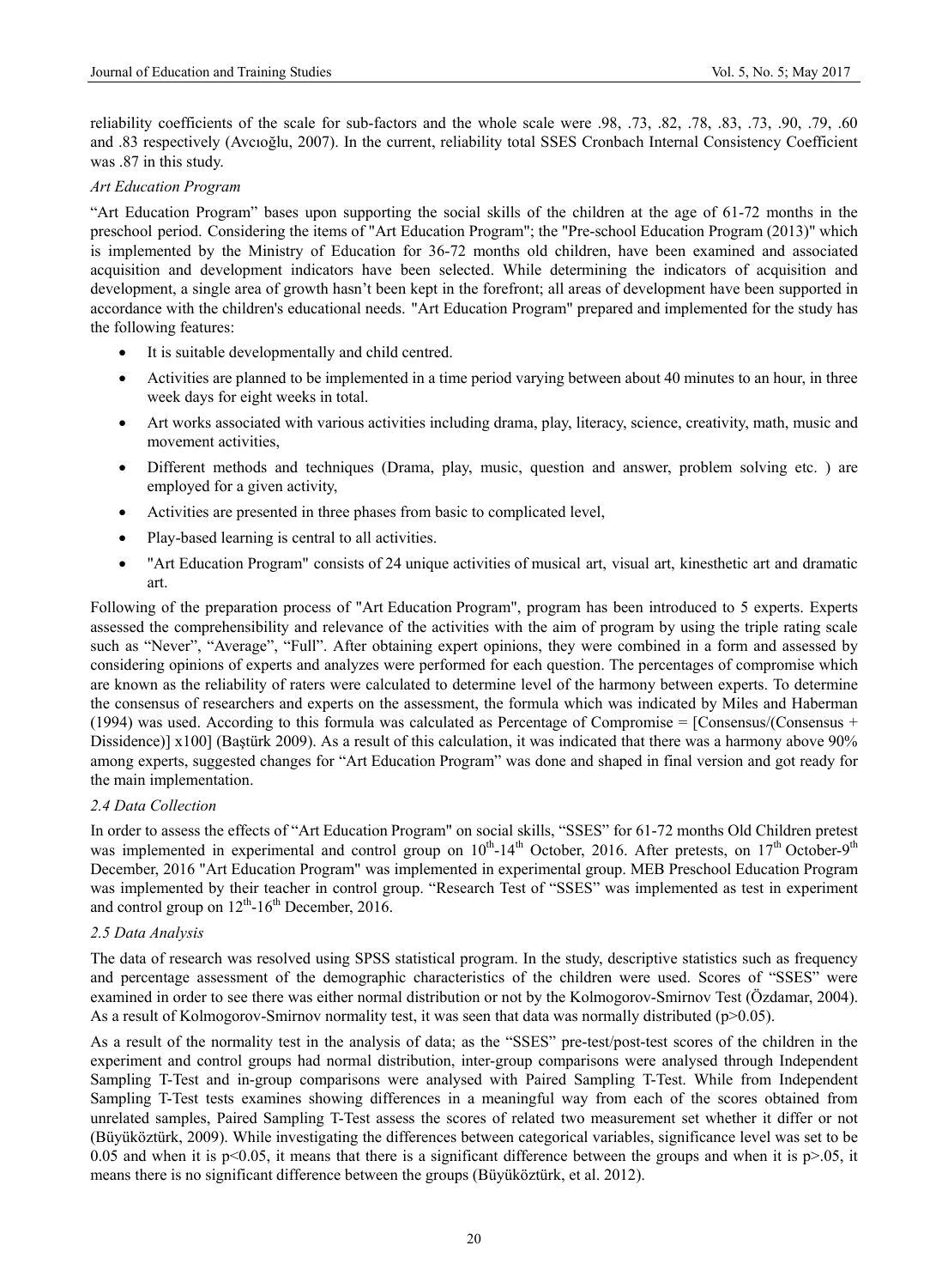reliability coefficients of the scale for sub-factors and the whole scale were .98, .73, .82, .78, .83, .73, .90, .79, .60 and .83 respectively (Avcıoğlu, 2007). In the current, reliability total SSES Cronbach Internal Consistency Coefficient was .87 in this study.

*Art Education Program*

"Art Education Program" bases upon supporting the social skills of the children at the age of 61-72 months in the preschool period. Considering the items of "Art Education Program"; the "Pre-school Education Program (2013)" which is implemented by the Ministry of Education for 36-72 months old children, have been examined and associated acquisition and development indicators have been selected. While determining the indicators of acquisition and development, a single area of growth hasn't been kept in the forefront; all areas of development have been supported in accordance with the children's educational needs. "Art Education Program" prepared and implemented for the study has the following features:

- It is suitable developmentally and child centred.
- Activities are planned to be implemented in a time period varying between about 40 minutes to an hour, in three week days for eight weeks in total.
- Art works associated with various activities including drama, play, literacy, science, creativity, math, music and movement activities,
- Different methods and techniques (Drama, play, music, question and answer, problem solving etc. ) are employed for a given activity,
- Activities are presented in three phases from basic to complicated level,
- Play-based learning is central to all activities.
- "Art Education Program" consists of 24 unique activities of musical art, visual art, kinesthetic art and dramatic art.

Following of the preparation process of "Art Education Program", program has been introduced to 5 experts. Experts assessed the comprehensibility and relevance of the activities with the aim of program by using the triple rating scale such as "Never", "Average", "Full". After obtaining expert opinions, they were combined in a form and assessed by considering opinions of experts and analyzes were performed for each question. The percentages of compromise which are known as the reliability of raters were calculated to determine level of the harmony between experts. To determine the consensus of researchers and experts on the assessment, the formula which was indicated by Miles and Haberman (1994) was used. According to this formula was calculated as Percentage of Compromise = [Consensus/(Consensus + Dissidence)] x100] (Baştürk 2009). As a result of this calculation, it was indicated that there was a harmony above 90% among experts, suggested changes for "Art Education Program" was done and shaped in final version and got ready for the main implementation.

### 2.4 Data Collection

In order to assess the effects of "Art Education Program" on social skills, "SSES" for 61-72 months Old Children pretest was implemented in experimental and control group on 10th-14th October, 2016. After pretests, on 17th October-9th December, 2016 "Art Education Program" was implemented in experimental group. MEB Preschool Education Program was implemented by their teacher in control group. "Research Test of "SSES" was implemented as test in experiment and control group on 12th-16th December, 2016.

### 2.5 Data Analysis

The data of research was resolved using SPSS statistical program. In the study, descriptive statistics such as frequency and percentage assessment of the demographic characteristics of the children were used. Scores of "SSES" were examined in order to see there was either normal distribution or not by the Kolmogorov-Smirnov Test (Özdamar, 2004). As a result of Kolmogorov-Smirnov normality test, it was seen that data was normally distributed ($p>0.05$).

As a result of the normality test in the analysis of data; as the "SSES" pre-test/post-test scores of the children in the experiment and control groups had normal distribution, inter-group comparisons were analysed through Independent Sampling T-Test and in-group comparisons were analysed with Paired Sampling T-Test. While from Independent Sampling T-Test tests examines showing differences in a meaningful way from each of the scores obtained from unrelated samples, Paired Sampling T-Test assess the scores of related two measurement set whether it differ or not (Büyüköztürk, 2009). While investigating the differences between categorical variables, significance level was set to be 0.05 and when it is $p<0.05$, it means that there is a significant difference between the groups and when it is $p>.05$, it means there is no significant difference between the groups (Büyüköztürk, et al. 2012).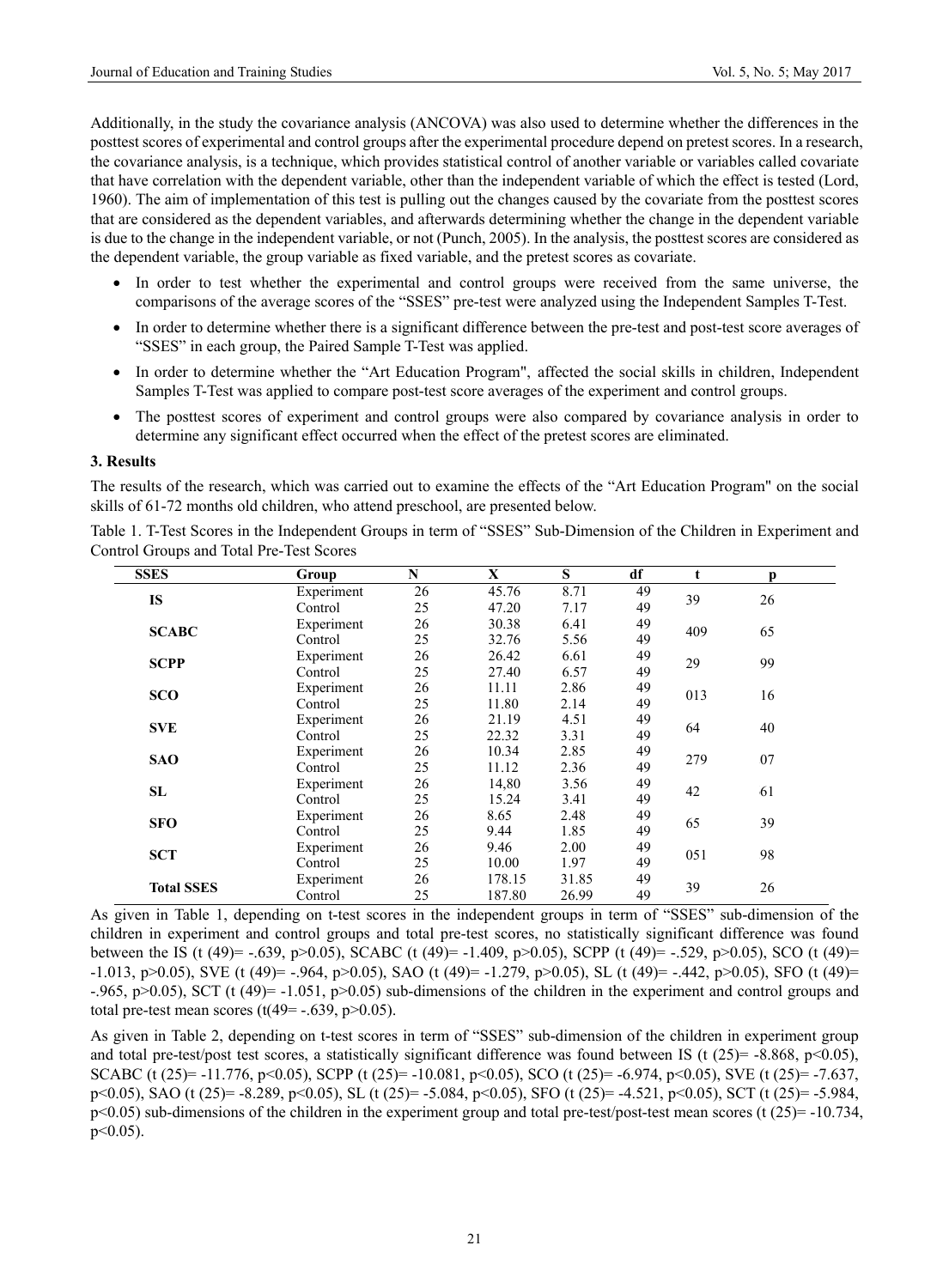Additionally, in the study the covariance analysis (ANCOVA) was also used to determine whether the differences in the posttest scores of experimental and control groups after the experimental procedure depend on pretest scores. In a research, the covariance analysis, is a technique, which provides statistical control of another variable or variables called covariate that have correlation with the dependent variable, other than the independent variable of which the effect is tested (Lord, 1960). The aim of implementation of this test is pulling out the changes caused by the covariate from the posttest scores that are considered as the dependent variables, and afterwards determining whether the change in the dependent variable is due to the change in the independent variable, or not (Punch, 2005). In the analysis, the posttest scores are considered as the dependent variable, the group variable as fixed variable, and the pretest scores as covariate.

- In order to test whether the experimental and control groups were received from the same universe, the comparisons of the average scores of the "SSES" pre-test were analyzed using the Independent Samples T-Test.
- In order to determine whether there is a significant difference between the pre-test and post-test score averages of "SSES" in each group, the Paired Sample T-Test was applied.
- In order to determine whether the "Art Education Program", affected the social skills in children, Independent Samples T-Test was applied to compare post-test score averages of the experiment and control groups.
- The posttest scores of experiment and control groups were also compared by covariance analysis in order to determine any significant effect occurred when the effect of the pretest scores are eliminated.

## 3. Results

The results of the research, which was carried out to examine the effects of the "Art Education Program" on the social skills of 61-72 months old children, who attend preschool, are presented below.

Table 1. T-Test Scores in the Independent Groups in term of "SSES" Sub-Dimension of the Children in Experiment and Control Groups and Total Pre-Test Scores

| SSES | Group | N | X | S | df | t | p |
|---|---|---|---|---|---|---|---|
| **IS** | Experiment | 26 | 45.76 | 8.71 | 49 | 39 | 26 |
| | Control | 25 | 47.20 | 7.17 | 49 | | |
| **SCABC** | Experiment | 26 | 30.38 | 6.41 | 49 | 409 | 65 |
| | Control | 25 | 32.76 | 5.56 | 49 | | |
| **SCPP** | Experiment | 26 | 26.42 | 6.61 | 49 | 29 | 99 |
| | Control | 25 | 27.40 | 6.57 | 49 | | |
| **SCO** | Experiment | 26 | 11.11 | 2.86 | 49 | 013 | 16 |
| | Control | 25 | 11.80 | 2.14 | 49 | | |
| **SVE** | Experiment | 26 | 21.19 | 4.51 | 49 | 64 | 40 |
| | Control | 25 | 22.32 | 3.31 | 49 | | |
| **SAO** | Experiment | 26 | 10.34 | 2.85 | 49 | 279 | 07 |
| | Control | 25 | 11.12 | 2.36 | 49 | | |
| **SL** | Experiment | 26 | 14,80 | 3.56 | 49 | 42 | 61 |
| | Control | 25 | 15.24 | 3.41 | 49 | | |
| **SFO** | Experiment | 26 | 8.65 | 2.48 | 49 | 65 | 39 |
| | Control | 25 | 9.44 | 1.85 | 49 | | |
| **SCT** | Experiment | 26 | 9.46 | 2.00 | 49 | 051 | 98 |
| | Control | 25 | 10.00 | 1.97 | 49 | | |
| **Total SSES** | Experiment | 26 | 178.15 | 31.85 | 49 | 39 | 26 |
| | Control | 25 | 187.80 | 26.99 | 49 | | |

As given in Table 1, depending on t-test scores in the independent groups in term of "SSES" sub-dimension of the children in experiment and control groups and total pre-test scores, no statistically significant difference was found between the IS ($t(49) = -.639$, $p>0.05$), SCABC ($t(49) = -1.409$, $p>0.05$), SCPP ($t(49) = -.529$, $p>0.05$), SCO ($t(49) = -1.013$, $p>0.05$), SVE ($t(49) = -.964$, $p>0.05$), SAO ($t(49) = -1.279$, $p>0.05$), SL ($t(49) = -.442$, $p>0.05$), SFO ($t(49) = -.965$, $p>0.05$), SCT ($t(49) = -1.051$, $p>0.05$) sub-dimensions of the children in the experiment and control groups and total pre-test mean scores ($t(49 = -.639$, $p>0.05$).

As given in Table 2, depending on t-test scores in term of "SSES" sub-dimension of the children in experiment group and total pre-test/post test scores, a statistically significant difference was found between IS ($t(25) = -8.868$, $p<0.05$), SCABC ($t(25) = -11.776$, $p<0.05$), SCPP ($t(25) = -10.081$, $p<0.05$), SCO ($t(25) = -6.974$, $p<0.05$), SVE ($t(25) = -7.637$, $p<0.05$), SAO ($t(25) = -8.289$, $p<0.05$), SL ($t(25) = -5.084$, $p<0.05$), SFO ($t(25) = -4.521$, $p<0.05$), SCT ($t(25) = -5.984$, $p<0.05$) sub-dimensions of the children in the experiment group and total pre-test/post-test mean scores ($t(25) = -10.734$, $p<0.05$).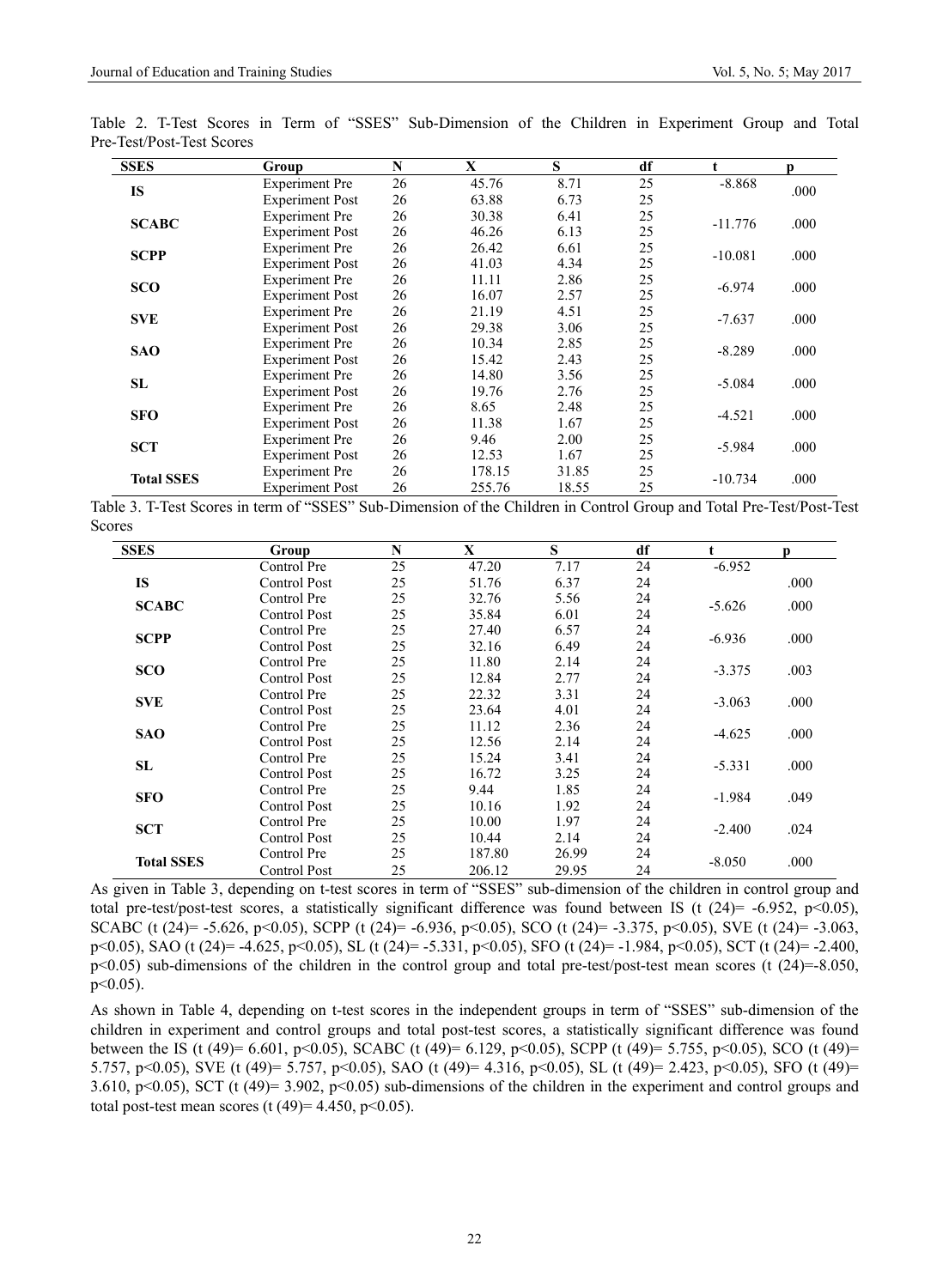Table 2. T-Test Scores in Term of "SSES" Sub-Dimension of the Children in Experiment Group and Total Pre-Test/Post-Test Scores

| SSES | Group | N | X | S | df | t | p |
|---|---|---|---|---|---|---|---|
| **IS** | Experiment Pre | 26 | 45.76 | 8.71 | 25 | -8.868 | .000 |
| | Experiment Post | 26 | 63.88 | 6.73 | 25 | | |
| **SCABC** | Experiment Pre | 26 | 30.38 | 6.41 | 25 | -11.776 | .000 |
| | Experiment Post | 26 | 46.26 | 6.13 | 25 | | |
| **SCPP** | Experiment Pre | 26 | 26.42 | 6.61 | 25 | -10.081 | .000 |
| | Experiment Post | 26 | 41.03 | 4.34 | 25 | | |
| **SCO** | Experiment Pre | 26 | 11.11 | 2.86 | 25 | -6.974 | .000 |
| | Experiment Post | 26 | 16.07 | 2.57 | 25 | | |
| **SVE** | Experiment Pre | 26 | 21.19 | 4.51 | 25 | -7.637 | .000 |
| | Experiment Post | 26 | 29.38 | 3.06 | 25 | | |
| **SAO** | Experiment Pre | 26 | 10.34 | 2.85 | 25 | -8.289 | .000 |
| | Experiment Post | 26 | 15.42 | 2.43 | 25 | | |
| **SL** | Experiment Pre | 26 | 14.80 | 3.56 | 25 | -5.084 | .000 |
| | Experiment Post | 26 | 19.76 | 2.76 | 25 | | |
| **SFO** | Experiment Pre | 26 | 8.65 | 2.48 | 25 | -4.521 | .000 |
| | Experiment Post | 26 | 11.38 | 1.67 | 25 | | |
| **SCT** | Experiment Pre | 26 | 9.46 | 2.00 | 25 | -5.984 | .000 |
| | Experiment Post | 26 | 12.53 | 1.67 | 25 | | |
| **Total SSES** | Experiment Pre | 26 | 178.15 | 31.85 | 25 | -10.734 | .000 |
| | Experiment Post | 26 | 255.76 | 18.55 | 25 | | |

Table 3. T-Test Scores in term of "SSES" Sub-Dimension of the Children in Control Group and Total Pre-Test/Post-Test Scores

| SSES | Group | N | X | S | df | t | p |
|---|---|---|---|---|---|---|---|
| | Control Pre | 25 | 47.20 | 7.17 | 24 | -6.952 | |
| **IS** | Control Post | 25 | 51.76 | 6.37 | 24 | | .000 |
| **SCABC** | Control Pre | 25 | 32.76 | 5.56 | 24 | -5.626 | .000 |
| | Control Post | 25 | 35.84 | 6.01 | 24 | | |
| **SCPP** | Control Pre | 25 | 27.40 | 6.57 | 24 | -6.936 | .000 |
| | Control Post | 25 | 32.16 | 6.49 | 24 | | |
| **SCO** | Control Pre | 25 | 11.80 | 2.14 | 24 | -3.375 | .003 |
| | Control Post | 25 | 12.84 | 2.77 | 24 | | |
| **SVE** | Control Pre | 25 | 22.32 | 3.31 | 24 | -3.063 | .000 |
| | Control Post | 25 | 23.64 | 4.01 | 24 | | |
| **SAO** | Control Pre | 25 | 11.12 | 2.36 | 24 | -4.625 | .000 |
| | Control Post | 25 | 12.56 | 2.14 | 24 | | |
| **SL** | Control Pre | 25 | 15.24 | 3.41 | 24 | -5.331 | .000 |
| | Control Post | 25 | 16.72 | 3.25 | 24 | | |
| **SFO** | Control Pre | 25 | 9.44 | 1.85 | 24 | -1.984 | .049 |
| | Control Post | 25 | 10.16 | 1.92 | 24 | | |
| **SCT** | Control Pre | 25 | 10.00 | 1.97 | 24 | -2.400 | .024 |
| | Control Post | 25 | 10.44 | 2.14 | 24 | | |
| **Total SSES** | Control Pre | 25 | 187.80 | 26.99 | 24 | -8.050 | .000 |
| | Control Post | 25 | 206.12 | 29.95 | 24 | | |

As given in Table 3, depending on t-test scores in term of "SSES" sub-dimension of the children in control group and total pre-test/post-test scores, a statistically significant difference was found between IS ($t(24)= -6.952$, $p<0.05$), SCABC ($t(24)= -5.626$, $p<0.05$), SCPP ($t(24)= -6.936$, $p<0.05$), SCO ($t(24)= -3.375$, $p<0.05$), SVE ($t(24)= -3.063$, $p<0.05$), SAO ($t(24)= -4.625$, $p<0.05$), SL ($t(24)= -5.331$, $p<0.05$), SFO ($t(24)= -1.984$, $p<0.05$), SCT ($t(24)= -2.400$, $p<0.05$) sub-dimensions of the children in the control group and total pre-test/post-test mean scores ($t(24)=-8.050$, $p<0.05$).

As shown in Table 4, depending on t-test scores in the independent groups in term of "SSES" sub-dimension of the children in experiment and control groups and total post-test scores, a statistically significant difference was found between the IS ($t(49)= 6.601$, $p<0.05$), SCABC ($t(49)= 6.129$, $p<0.05$), SCPP ($t(49)= 5.755$, $p<0.05$), SCO ($t(49)= 5.757$, $p<0.05$), SVE ($t(49)= 5.757$, $p<0.05$), SAO ($t(49)= 4.316$, $p<0.05$), SL ($t(49)= 2.423$, $p<0.05$), SFO ($t(49)= 3.610$, $p<0.05$), SCT ($t(49)= 3.902$, $p<0.05$) sub-dimensions of the children in the experiment and control groups and total post-test mean scores ($t(49)= 4.450$, $p<0.05$).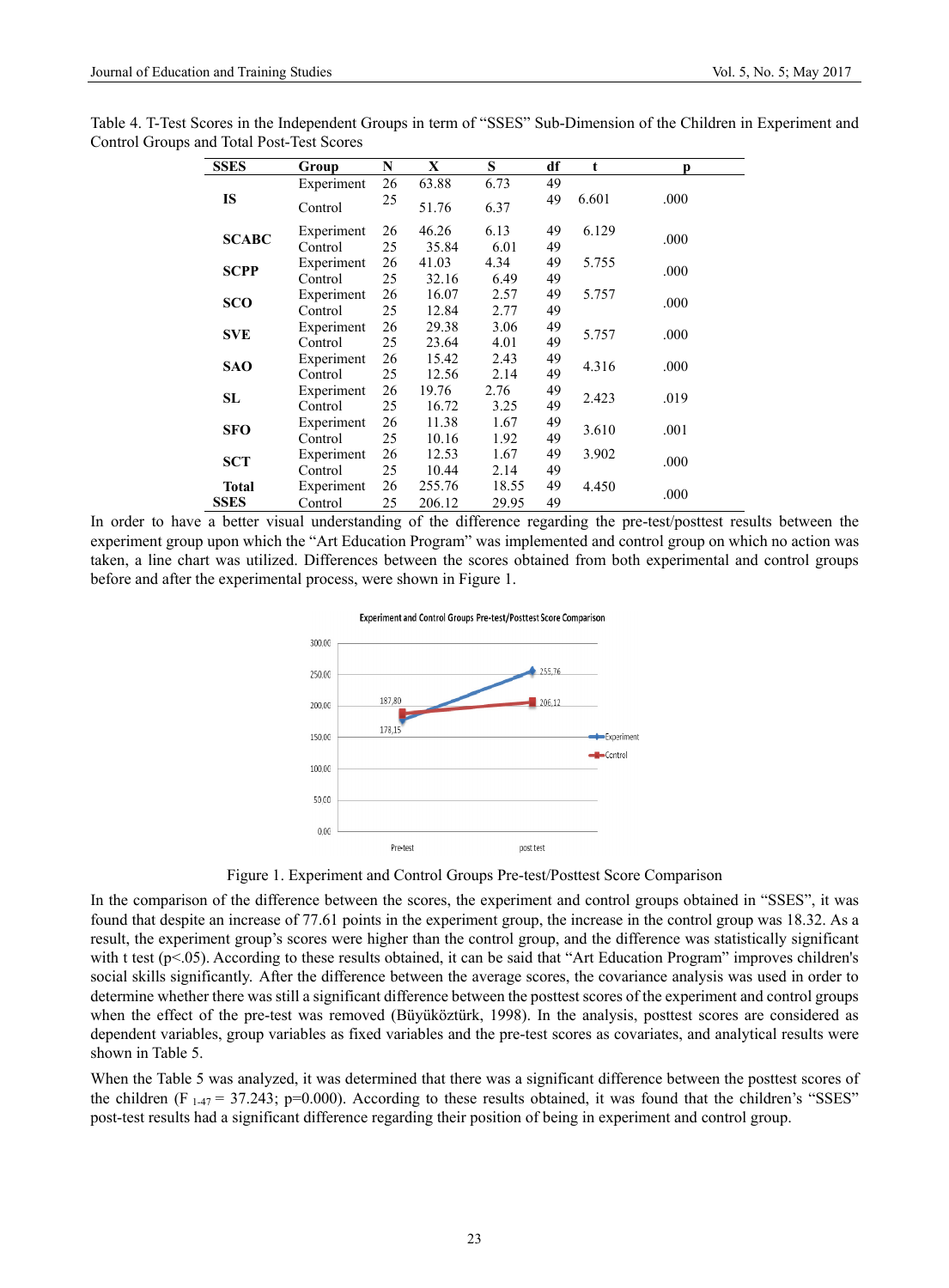Table 4. T-Test Scores in the Independent Groups in term of “SSES” Sub-Dimension of the Children in Experiment and Control Groups and Total Post-Test Scores

| SSES | Group | N | X | S | df | t | p |
|---|---|---|---|---|---|---|---|
| IS | Experiment | 26 | 63.88 | 6.73 | 49 | 6.601 | .000 |
| | Control | 25 | 51.76 | 6.37 | 49 | | |
| SCABC | Experiment | 26 | 46.26 | 6.13 | 49 | 6.129 | .000 |
| | Control | 25 | 35.84 | 6.01 | 49 | | |
| SCPP | Experiment | 26 | 41.03 | 4.34 | 49 | 5.755 | .000 |
| | Control | 25 | 32.16 | 6.49 | 49 | | |
| SCO | Experiment | 26 | 16.07 | 2.57 | 49 | 5.757 | .000 |
| | Control | 25 | 12.84 | 2.77 | 49 | | |
| SVE | Experiment | 26 | 29.38 | 3.06 | 49 | 5.757 | .000 |
| | Control | 25 | 23.64 | 4.01 | 49 | | |
| SAO | Experiment | 26 | 15.42 | 2.43 | 49 | 4.316 | .000 |
| | Control | 25 | 12.56 | 2.14 | 49 | | |
| SL | Experiment | 26 | 19.76 | 2.76 | 49 | 2.423 | .019 |
| | Control | 25 | 16.72 | 3.25 | 49 | | |
| SFO | Experiment | 26 | 11.38 | 1.67 | 49 | 3.610 | .001 |
| | Control | 25 | 10.16 | 1.92 | 49 | | |
| SCT | Experiment | 26 | 12.53 | 1.67 | 49 | 3.902 | .000 |
| | Control | 25 | 10.44 | 2.14 | 49 | | |
| Total SSES | Experiment | 26 | 255.76 | 18.55 | 49 | 4.450 | .000 |
| | Control | 25 | 206.12 | 29.95 | 49 | | |

In order to have a better visual understanding of the difference regarding the pre-test/posttest results between the experiment group upon which the “Art Education Program” was implemented and control group on which no action was taken, a line chart was utilized. Differences between the scores obtained from both experimental and control groups before and after the experimental process, were shown in Figure 1.

Figure 1. Experiment and Control Groups Pre-test/Posttest Score Comparison

In the comparison of the difference between the scores, the experiment and control groups obtained in “SSES”, it was found that despite an increase of 77.61 points in the experiment group, the increase in the control group was 18.32. As a result, the experiment group’s scores were higher than the control group, and the difference was statistically significant with t test ($p<.05$). According to these results obtained, it can be said that “Art Education Program” improves children's social skills significantly. After the difference between the average scores, the covariance analysis was used in order to determine whether there was still a significant difference between the posttest scores of the experiment and control groups when the effect of the pre-test was removed (Büyüköztürk, 1998). In the analysis, posttest scores are considered as dependent variables, group variables as fixed variables and the pre-test scores as covariates, and analytical results were shown in Table 5.

When the Table 5 was analyzed, it was determined that there was a significant difference between the posttest scores of the children ($F_{1\text{-}47} = 37.243$; $p=0.000$). According to these results obtained, it was found that the children’s “SSES” post-test results had a significant difference regarding their position of being in experiment and control group.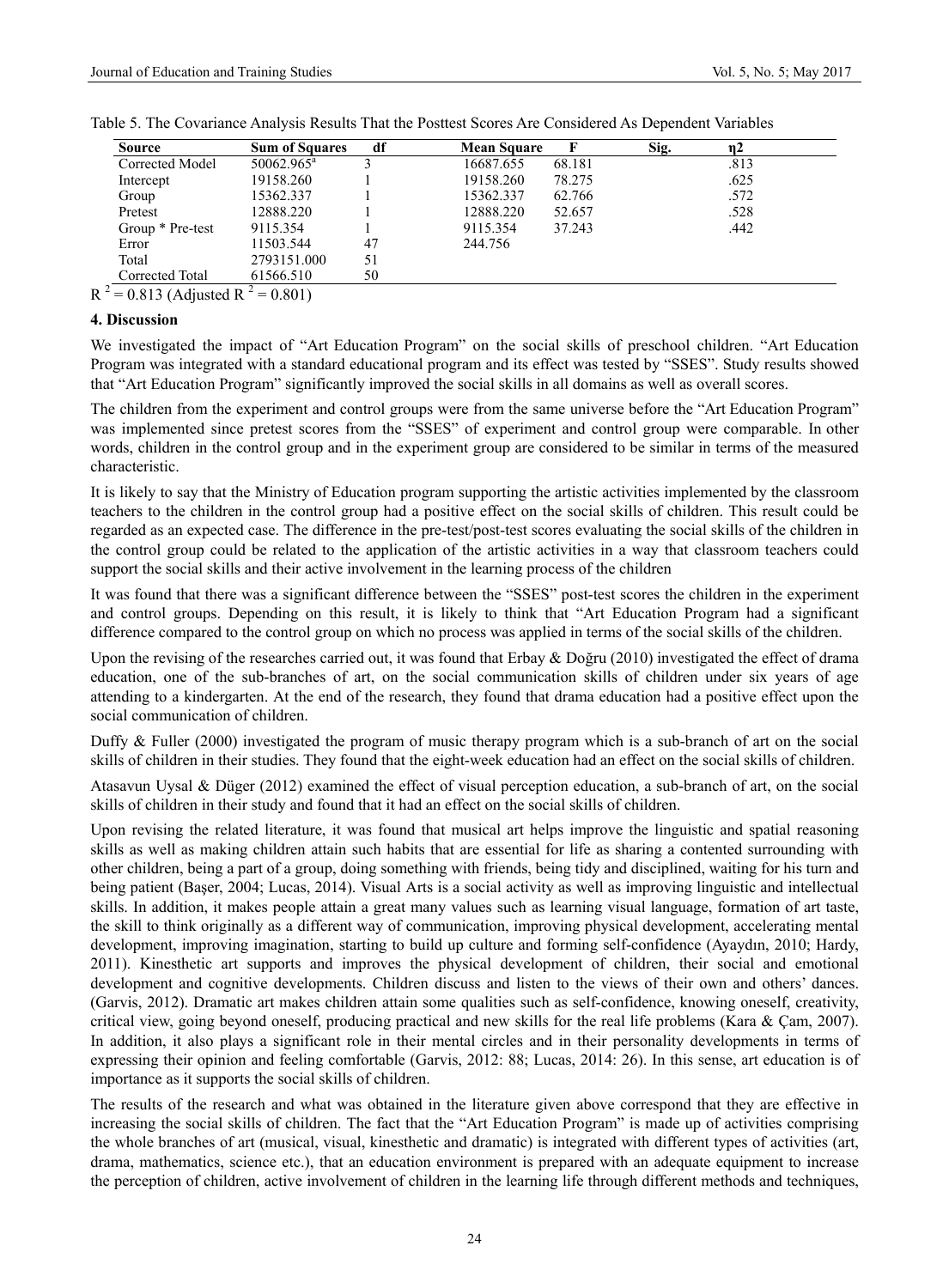Table 5. The Covariance Analysis Results That the Posttest Scores Are Considered As Dependent Variables

| Source | Sum of Squares | df | Mean Square | F | Sig. | η2 |
|---|---|---|---|---|---|---|
| Corrected Model | 50062.965[a] | 3 | 16687.655 | 68.181 | | .813 |
| Intercept | 19158.260 | 1 | 19158.260 | 78.275 | | .625 |
| Group | 15362.337 | 1 | 15362.337 | 62.766 | | .572 |
| Pretest | 12888.220 | 1 | 12888.220 | 52.657 | | .528 |
| Group * Pre-test | 9115.354 | 1 | 9115.354 | 37.243 | | .442 |
| Error | 11503.544 | 47 | 244.756 | | | |
| Total | 2793151.000 | 51 | | | | |
| Corrected Total | 61566.510 | 50 | | | | |

$R^2 = 0.813$ (Adjusted $R^2 = 0.801$)

## 4. Discussion

We investigated the impact of "Art Education Program" on the social skills of preschool children. "Art Education Program was integrated with a standard educational program and its effect was tested by "SSES". Study results showed that "Art Education Program" significantly improved the social skills in all domains as well as overall scores.

The children from the experiment and control groups were from the same universe before the "Art Education Program" was implemented since pretest scores from the "SSES" of experiment and control group were comparable. In other words, children in the control group and in the experiment group are considered to be similar in terms of the measured characteristic.

It is likely to say that the Ministry of Education program supporting the artistic activities implemented by the classroom teachers to the children in the control group had a positive effect on the social skills of children. This result could be regarded as an expected case. The difference in the pre-test/post-test scores evaluating the social skills of the children in the control group could be related to the application of the artistic activities in a way that classroom teachers could support the social skills and their active involvement in the learning process of the children

It was found that there was a significant difference between the "SSES" post-test scores the children in the experiment and control groups. Depending on this result, it is likely to think that "Art Education Program had a significant difference compared to the control group on which no process was applied in terms of the social skills of the children.

Upon the revising of the researches carried out, it was found that Erbay & Doğru (2010) investigated the effect of drama education, one of the sub-branches of art, on the social communication skills of children under six years of age attending to a kindergarten. At the end of the research, they found that drama education had a positive effect upon the social communication of children.

Duffy & Fuller (2000) investigated the program of music therapy program which is a sub-branch of art on the social skills of children in their studies. They found that the eight-week education had an effect on the social skills of children.

Atasavun Uysal & Düger (2012) examined the effect of visual perception education, a sub-branch of art, on the social skills of children in their study and found that it had an effect on the social skills of children.

Upon revising the related literature, it was found that musical art helps improve the linguistic and spatial reasoning skills as well as making children attain such habits that are essential for life as sharing a contented surrounding with other children, being a part of a group, doing something with friends, being tidy and disciplined, waiting for his turn and being patient (Başer, 2004; Lucas, 2014). Visual Arts is a social activity as well as improving linguistic and intellectual skills. In addition, it makes people attain a great many values such as learning visual language, formation of art taste, the skill to think originally as a different way of communication, improving physical development, accelerating mental development, improving imagination, starting to build up culture and forming self-confidence (Ayaydın, 2010; Hardy, 2011). Kinesthetic art supports and improves the physical development of children, their social and emotional development and cognitive developments. Children discuss and listen to the views of their own and others' dances. (Garvis, 2012). Dramatic art makes children attain some qualities such as self-confidence, knowing oneself, creativity, critical view, going beyond oneself, producing practical and new skills for the real life problems (Kara & Çam, 2007). In addition, it also plays a significant role in their mental circles and in their personality developments in terms of expressing their opinion and feeling comfortable (Garvis, 2012: 88; Lucas, 2014: 26). In this sense, art education is of importance as it supports the social skills of children.

The results of the research and what was obtained in the literature given above correspond that they are effective in increasing the social skills of children. The fact that the "Art Education Program" is made up of activities comprising the whole branches of art (musical, visual, kinesthetic and dramatic) is integrated with different types of activities (art, drama, mathematics, science etc.), that an education environment is prepared with an adequate equipment to increase the perception of children, active involvement of children in the learning life through different methods and techniques,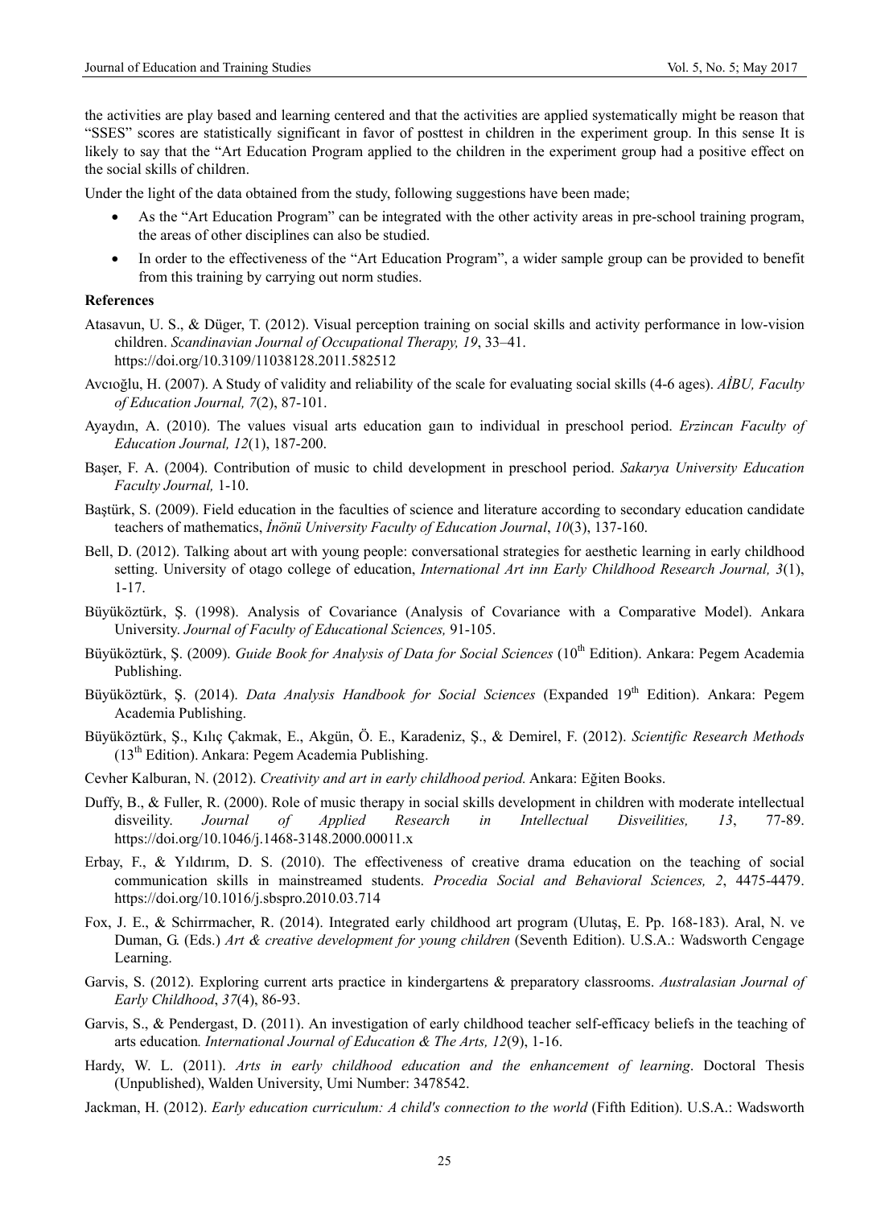the activities are play based and learning centered and that the activities are applied systematically might be reason that "SSES" scores are statistically significant in favor of posttest in children in the experiment group. In this sense It is likely to say that the "Art Education Program applied to the children in the experiment group had a positive effect on the social skills of children.

Under the light of the data obtained from the study, following suggestions have been made;

- As the "Art Education Program" can be integrated with the other activity areas in pre-school training program, the areas of other disciplines can also be studied.
- In order to the effectiveness of the "Art Education Program", a wider sample group can be provided to benefit from this training by carrying out norm studies.

**References**

Atasavun, U. S., & Düger, T. (2012). Visual perception training on social skills and activity performance in low-vision children. *Scandinavian Journal of Occupational Therapy, 19*, 33–41. https://doi.org/10.3109/11038128.2011.582512

Avcıoğlu, H. (2007). A Study of validity and reliability of the scale for evaluating social skills (4-6 ages). *AİBU, Faculty of Education Journal, 7*(2), 87-101.

Ayaydın, A. (2010). The values visual arts education gaın to individual in preschool period. *Erzincan Faculty of Education Journal, 12*(1), 187-200.

Başer, F. A. (2004). Contribution of music to child development in preschool period. *Sakarya University Education Faculty Journal,* 1-10.

Baştürk, S. (2009). Field education in the faculties of science and literature according to secondary education candidate teachers of mathematics, *İnönü University Faculty of Education Journal*, *10*(3), 137-160.

Bell, D. (2012). Talking about art with young people: conversational strategies for aesthetic learning in early childhood setting. University of otago college of education, *International Art inn Early Childhood Research Journal, 3*(1), 1-17.

Büyüköztürk, Ş. (1998). Analysis of Covariance (Analysis of Covariance with a Comparative Model). Ankara University. *Journal of Faculty of Educational Sciences,* 91-105.

Büyüköztürk, Ş. (2009). *Guide Book for Analysis of Data for Social Sciences* (10th Edition). Ankara: Pegem Academia Publishing.

Büyüköztürk, Ş. (2014). *Data Analysis Handbook for Social Sciences* (Expanded 19th Edition). Ankara: Pegem Academia Publishing.

Büyüköztürk, Ş., Kılıç Çakmak, E., Akgün, Ö. E., Karadeniz, Ş., & Demirel, F. (2012). *Scientific Research Methods* (13th Edition). Ankara: Pegem Academia Publishing.

Cevher Kalburan, N. (2012). *Creativity and art in early childhood period.* Ankara: Eğiten Books.

Duffy, B., & Fuller, R. (2000). Role of music therapy in social skills development in children with moderate intellectual disveility. *Journal of Applied Research in Intellectual Disveilities, 13*, 77-89. https://doi.org/10.1046/j.1468-3148.2000.00011.x

Erbay, F., & Yıldırım, D. S. (2010). The effectiveness of creative drama education on the teaching of social communication skills in mainstreamed students. *Procedia Social and Behavioral Sciences, 2*, 4475-4479. https://doi.org/10.1016/j.sbspro.2010.03.714

Fox, J. E., & Schirrmacher, R. (2014). Integrated early childhood art program (Ulutaş, E. Pp. 168-183). Aral, N. ve Duman, G. (Eds.) *Art & creative development for young children* (Seventh Edition). U.S.A.: Wadsworth Cengage Learning.

Garvis, S. (2012). Exploring current arts practice in kindergartens & preparatory classrooms. *Australasian Journal of Early Childhood*, *37*(4), 86-93.

Garvis, S., & Pendergast, D. (2011). An investigation of early childhood teacher self-efficacy beliefs in the teaching of arts education*. International Journal of Education & The Arts, 12*(9), 1-16.

Hardy, W. L. (2011). *Arts in early childhood education and the enhancement of learning*. Doctoral Thesis (Unpublished), Walden University, Umi Number: 3478542.

Jackman, H. (2012). *Early education curriculum: A child's connection to the world* (Fifth Edition). U.S.A.: Wadsworth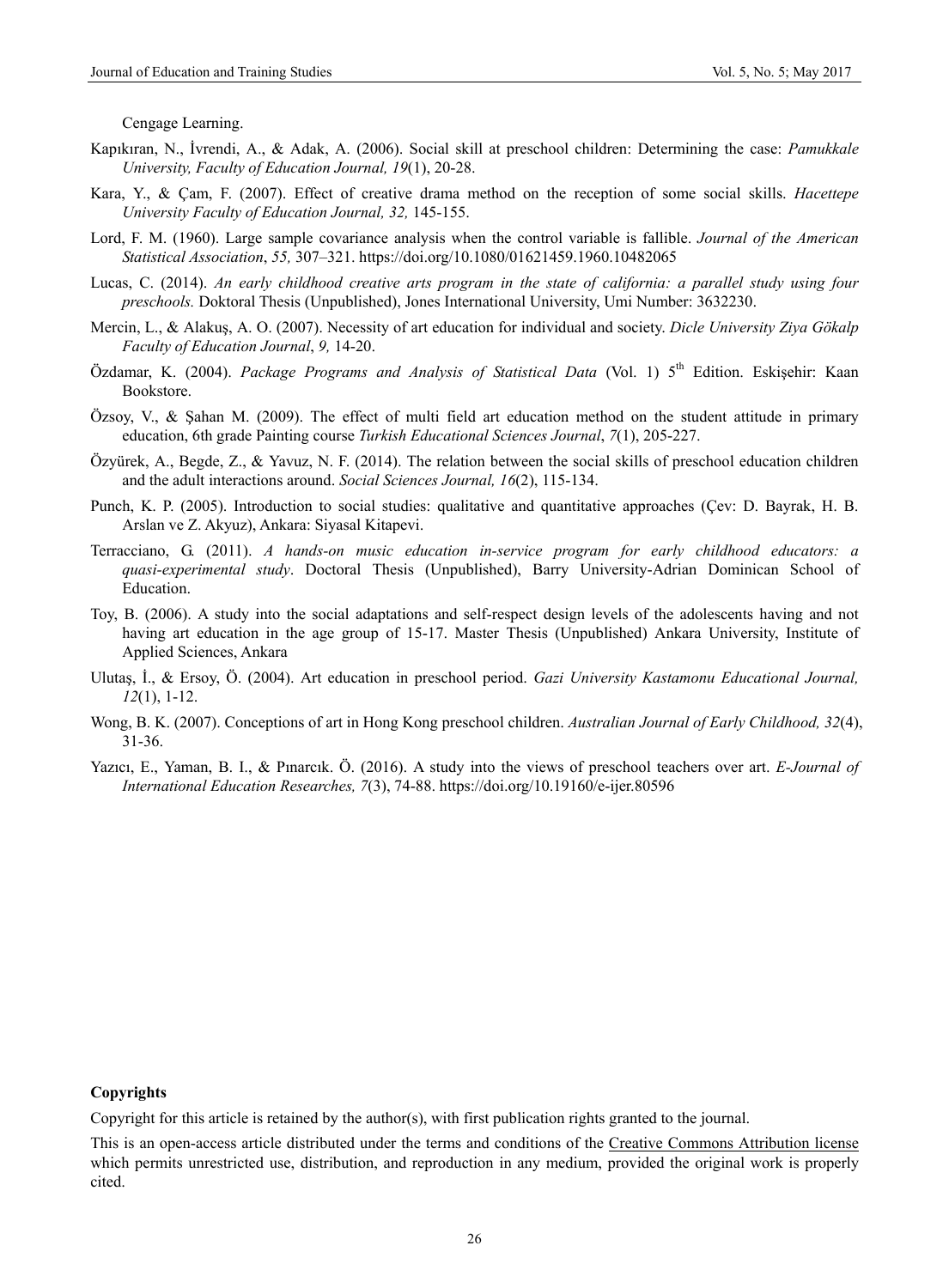Cengage Learning.

Kapıkıran, N., İvrendi, A., & Adak, A. (2006). Social skill at preschool children: Determining the case: *Pamukkale University, Faculty of Education Journal, 19*(1), 20-28.

Kara, Y., & Çam, F. (2007). Effect of creative drama method on the reception of some social skills. *Hacettepe University Faculty of Education Journal, 32,* 145-155.

Lord, F. M. (1960). Large sample covariance analysis when the control variable is fallible. *Journal of the American Statistical Association*, *55,* 307–321. https://doi.org/10.1080/01621459.1960.10482065

Lucas, C. (2014). *An early childhood creative arts program in the state of california: a parallel study using four preschools.* Doktoral Thesis (Unpublished), Jones International University, Umi Number: 3632230.

Mercin, L., & Alakuş, A. O. (2007). Necessity of art education for individual and society. *Dicle University Ziya Gökalp Faculty of Education Journal*, *9,* 14-20.

Özdamar, K. (2004). *Package Programs and Analysis of Statistical Data* (Vol. 1) 5th Edition. Eskişehir: Kaan Bookstore.

Özsoy, V., & Şahan M. (2009). The effect of multi field art education method on the student attitude in primary education, 6th grade Painting course *Turkish Educational Sciences Journal*, *7*(1), 205-227.

Özyürek, A., Begde, Z., & Yavuz, N. F. (2014). The relation between the social skills of preschool education children and the adult interactions around. *Social Sciences Journal, 16*(2), 115-134.

Punch, K. P. (2005). Introduction to social studies: qualitative and quantitative approaches (Çev: D. Bayrak, H. B. Arslan ve Z. Akyuz), Ankara: Siyasal Kitapevi.

Terracciano, G. (2011). *A hands-on music education in-service program for early childhood educators: a quasi-experimental study*. Doctoral Thesis (Unpublished), Barry University-Adrian Dominican School of Education.

Toy, B. (2006). A study into the social adaptations and self-respect design levels of the adolescents having and not having art education in the age group of 15-17. Master Thesis (Unpublished) Ankara University, Institute of Applied Sciences, Ankara

Ulutaş, İ., & Ersoy, Ö. (2004). Art education in preschool period. *Gazi University Kastamonu Educational Journal, 12*(1), 1-12.

Wong, B. K. (2007). Conceptions of art in Hong Kong preschool children. *Australian Journal of Early Childhood, 32*(4), 31-36.

Yazıcı, E., Yaman, B. I., & Pınarcık. Ö. (2016). A study into the views of preschool teachers over art. *E-Journal of International Education Researches, 7*(3), 74-88. https://doi.org/10.19160/e-ijer.80596

**Copyrights**

Copyright for this article is retained by the author(s), with first publication rights granted to the journal.

This is an open-access article distributed under the terms and conditions of the Creative Commons Attribution license which permits unrestricted use, distribution, and reproduction in any medium, provided the original work is properly cited.